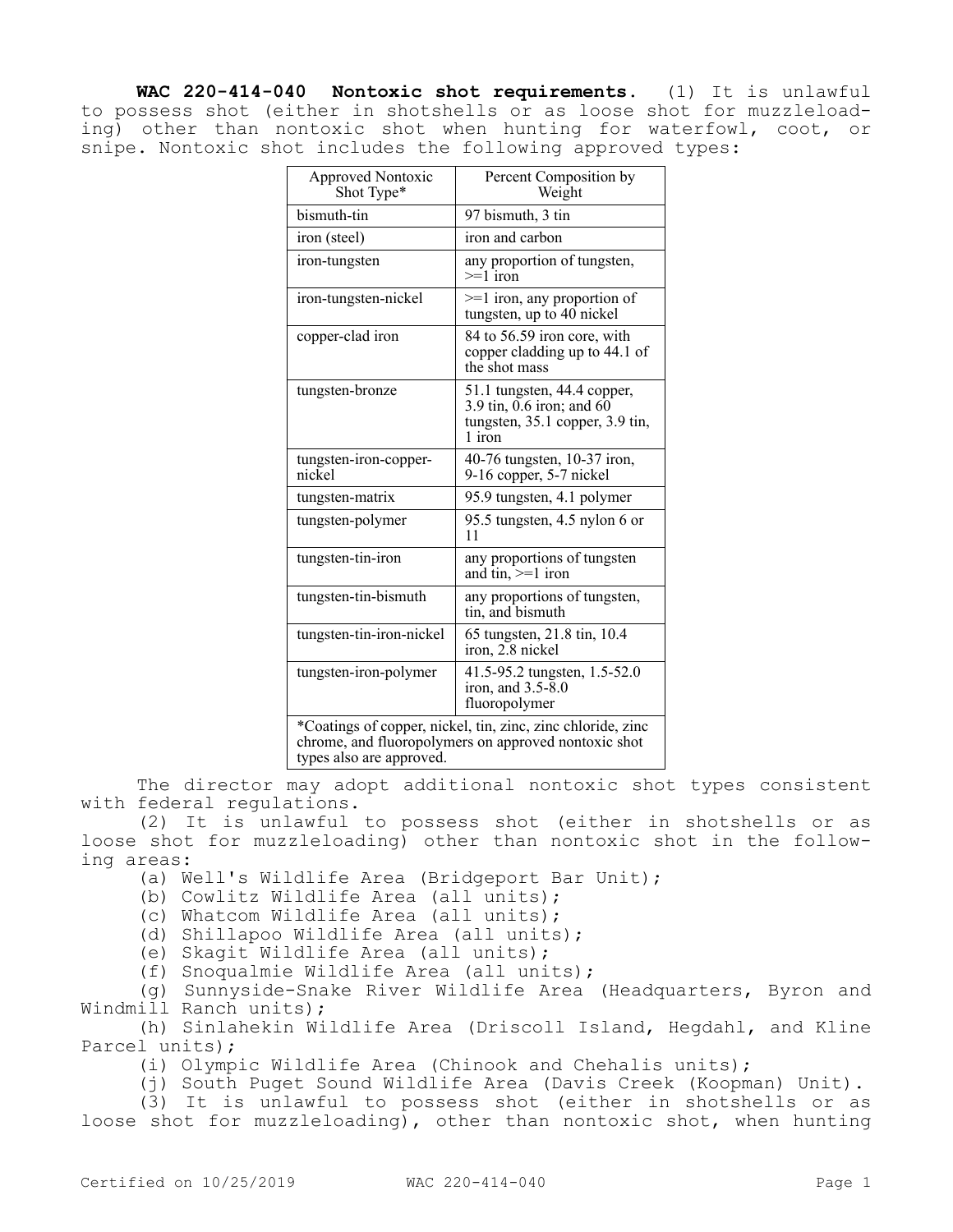**WAC 220-414-040 Nontoxic shot requirements.** (1) It is unlawful to possess shot (either in shotshells or as loose shot for muzzleloading) other than nontoxic shot when hunting for waterfowl, coot, or snipe. Nontoxic shot includes the following approved types:

| Approved Nontoxic Shot Type* | Percent Composition by Weight |
|---|---|
| bismuth-tin | 97 bismuth, 3 tin |
| iron (steel) | iron and carbon |
| iron-tungsten | any proportion of tungsten, >=1 iron |
| iron-tungsten-nickel | >=1 iron, any proportion of tungsten, up to 40 nickel |
| copper-clad iron | 84 to 56.59 iron core, with copper cladding up to 44.1 of the shot mass |
| tungsten-bronze | 51.1 tungsten, 44.4 copper, 3.9 tin, 0.6 iron; and 60 tungsten, 35.1 copper, 3.9 tin, 1 iron |
| tungsten-iron-copper-nickel | 40-76 tungsten, 10-37 iron, 9-16 copper, 5-7 nickel |
| tungsten-matrix | 95.9 tungsten, 4.1 polymer |
| tungsten-polymer | 95.5 tungsten, 4.5 nylon 6 or 11 |
| tungsten-tin-iron | any proportions of tungsten and tin, >=1 iron |
| tungsten-tin-bismuth | any proportions of tungsten, tin, and bismuth |
| tungsten-tin-iron-nickel | 65 tungsten, 21.8 tin, 10.4 iron, 2.8 nickel |
| tungsten-iron-polymer | 41.5-95.2 tungsten, 1.5-52.0 iron, and 3.5-8.0 fluoropolymer |
| *Coatings of copper, nickel, tin, zinc, zinc chloride, zinc chrome, and fluoropolymers on approved nontoxic shot types also are approved. | |

The director may adopt additional nontoxic shot types consistent with federal regulations.

(2) It is unlawful to possess shot (either in shotshells or as loose shot for muzzleloading) other than nontoxic shot in the following areas:

(a) Well's Wildlife Area (Bridgeport Bar Unit);

(b) Cowlitz Wildlife Area (all units);

(c) Whatcom Wildlife Area (all units);

(d) Shillapoo Wildlife Area (all units);

(e) Skagit Wildlife Area (all units);

(f) Snoqualmie Wildlife Area (all units);

(g) Sunnyside-Snake River Wildlife Area (Headquarters, Byron and Windmill Ranch units);

(h) Sinlahekin Wildlife Area (Driscoll Island, Hegdahl, and Kline Parcel units);

(i) Olympic Wildlife Area (Chinook and Chehalis units);

(j) South Puget Sound Wildlife Area (Davis Creek (Koopman) Unit).

(3) It is unlawful to possess shot (either in shotshells or as loose shot for muzzleloading), other than nontoxic shot, when hunting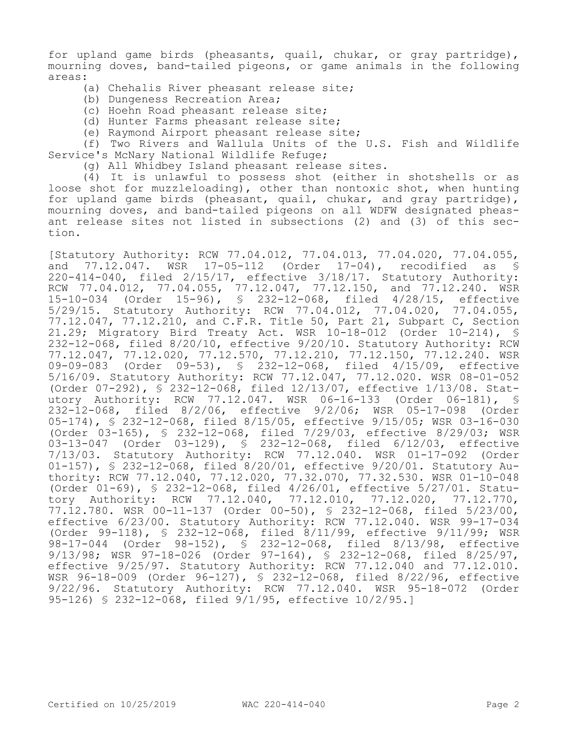for upland game birds (pheasants, quail, chukar, or gray partridge), mourning doves, band-tailed pigeons, or game animals in the following areas:

(a) Chehalis River pheasant release site;

(b) Dungeness Recreation Area;

(c) Hoehn Road pheasant release site;

(d) Hunter Farms pheasant release site;

(e) Raymond Airport pheasant release site;

(f) Two Rivers and Wallula Units of the U.S. Fish and Wildlife Service's McNary National Wildlife Refuge;

(g) All Whidbey Island pheasant release sites.

(4) It is unlawful to possess shot (either in shotshells or as loose shot for muzzleloading), other than nontoxic shot, when hunting for upland game birds (pheasant, quail, chukar, and gray partridge), mourning doves, and band-tailed pigeons on all WDFW designated pheasant release sites not listed in subsections (2) and (3) of this section.

[Statutory Authority: RCW 77.04.012, 77.04.013, 77.04.020, 77.04.055, and 77.12.047. WSR 17-05-112 (Order 17-04), recodified as § 220-414-040, filed 2/15/17, effective 3/18/17. Statutory Authority: RCW 77.04.012, 77.04.055, 77.12.047, 77.12.150, and 77.12.240. WSR 15-10-034 (Order 15-96), § 232-12-068, filed 4/28/15, effective 5/29/15. Statutory Authority: RCW 77.04.012, 77.04.020, 77.04.055, 77.12.047, 77.12.210, and C.F.R. Title 50, Part 21, Subpart C, Section 21.29; Migratory Bird Treaty Act. WSR 10-18-012 (Order 10-214), § 232-12-068, filed 8/20/10, effective 9/20/10. Statutory Authority: RCW 77.12.047, 77.12.020, 77.12.570, 77.12.210, 77.12.150, 77.12.240. WSR 09-09-083 (Order 09-53), § 232-12-068, filed 4/15/09, effective 5/16/09. Statutory Authority: RCW 77.12.047, 77.12.020. WSR 08-01-052 (Order 07-292), § 232-12-068, filed 12/13/07, effective 1/13/08. Statutory Authority: RCW 77.12.047. WSR 06-16-133 (Order 06-181), § 232-12-068, filed 8/2/06, effective 9/2/06; WSR 05-17-098 (Order 05-174), § 232-12-068, filed 8/15/05, effective 9/15/05; WSR 03-16-030 (Order 03-165), § 232-12-068, filed 7/29/03, effective 8/29/03; WSR 03-13-047 (Order 03-129), § 232-12-068, filed 6/12/03, effective 7/13/03. Statutory Authority: RCW 77.12.040. WSR 01-17-092 (Order 01-157), § 232-12-068, filed 8/20/01, effective 9/20/01. Statutory Authority: RCW 77.12.040, 77.12.020, 77.32.070, 77.32.530. WSR 01-10-048 (Order 01-69), § 232-12-068, filed 4/26/01, effective 5/27/01. Statutory Authority: RCW 77.12.040, 77.12.010, 77.12.020, 77.12.770, 77.12.780. WSR 00-11-137 (Order 00-50), § 232-12-068, filed 5/23/00, effective 6/23/00. Statutory Authority: RCW 77.12.040. WSR 99-17-034 (Order 99-118), § 232-12-068, filed 8/11/99, effective 9/11/99; WSR 98-17-044 (Order 98-152), § 232-12-068, filed 8/13/98, effective 9/13/98; WSR 97-18-026 (Order 97-164), § 232-12-068, filed 8/25/97, effective 9/25/97. Statutory Authority: RCW 77.12.040 and 77.12.010. WSR 96-18-009 (Order 96-127), § 232-12-068, filed 8/22/96, effective 9/22/96. Statutory Authority: RCW 77.12.040. WSR 95-18-072 (Order 95-126) § 232-12-068, filed 9/1/95, effective 10/2/95.]